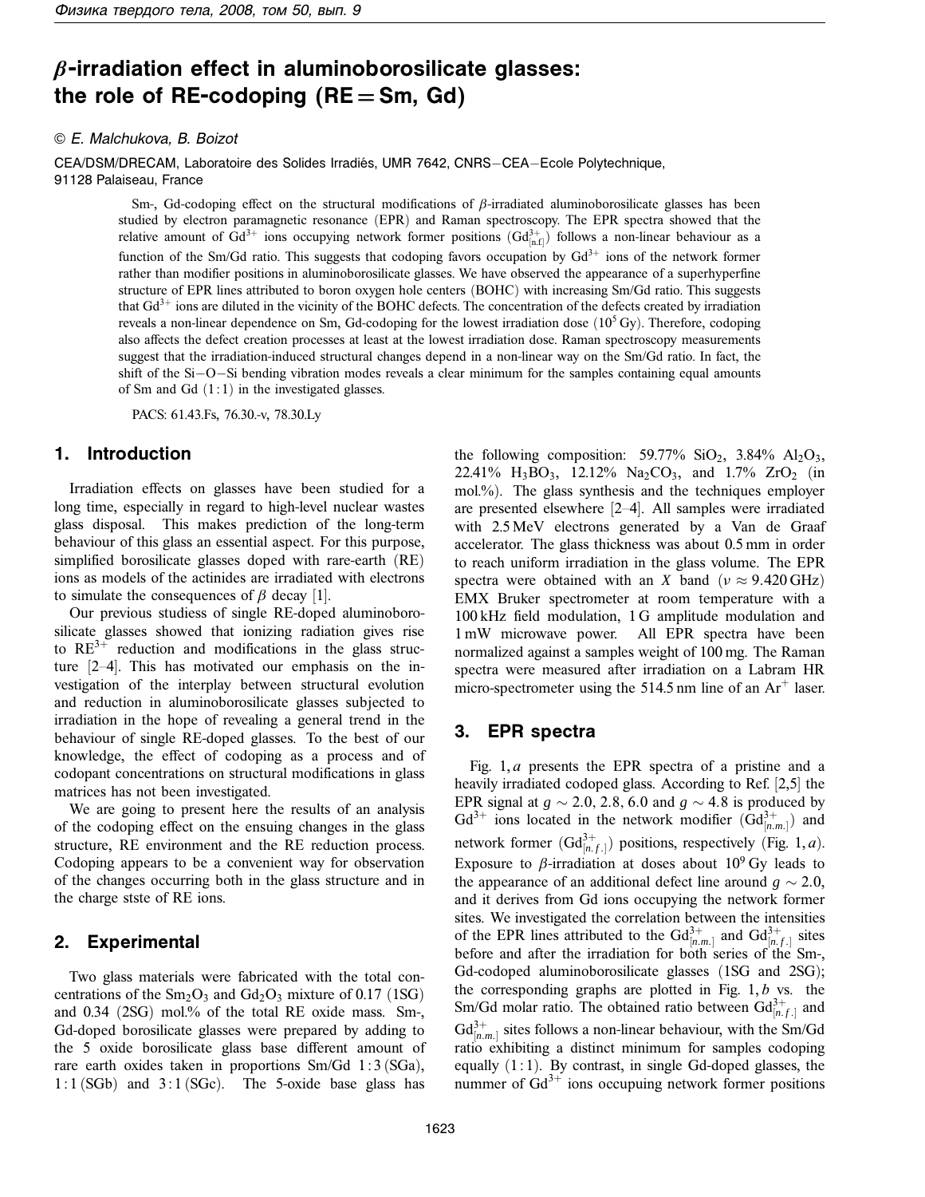# $\beta$-irradiation effect in aluminoborosilicate glasses: the role of RE-codoping (RE = Sm, Gd)

© E. Malchukova, B. Boizot

CEA/DSM/DRECAM, Laboratoire des Solides Irradiés, UMR 7642, CNRS–CEA–Ecole Polytechnique, 91128 Palaiseau, France

Sm-, Gd-codoping effect on the structural modifications of $\beta$-irradiated aluminoborosilicate glasses has been studied by electron paramagnetic resonance (EPR) and Raman spectroscopy. The EPR spectra showed that the relative amount of $Gd^{3+}$ ions occupying network former positions ($Gd^{3+}_{[n.f.]}$) follows a non-linear behaviour as a function of the Sm/Gd ratio. This suggests that codoping favors occupation by $Gd^{3+}$ ions of the network former rather than modifier positions in aluminoborosilicate glasses. We have observed the appearance of a superhyperfine structure of EPR lines attributed to boron oxygen hole centers (BOHC) with increasing Sm/Gd ratio. This suggests that $Gd^{3+}$ ions are diluted in the vicinity of the BOHC defects. The concentration of the defects created by irradiation reveals a non-linear dependence on Sm, Gd-codoping for the lowest irradiation dose ($10^5$ Gy). Therefore, codoping also affects the defect creation processes at least at the lowest irradiation dose. Raman spectroscopy measurements suggest that the irradiation-induced structural changes depend in a non-linear way on the Sm/Gd ratio. In fact, the shift of the Si–O–Si bending vibration modes reveals a clear minimum for the samples containing equal amounts of Sm and Gd (1 : 1) in the investigated glasses.

PACS: 61.43.Fs, 76.30.-v, 78.30.Ly

## 1. Introduction

Irradiation effects on glasses have been studied for a long time, especially in regard to high-level nuclear wastes glass disposal. This makes prediction of the long-term behaviour of this glass an essential aspect. For this purpose, simplified borosilicate glasses doped with rare-earth (RE) ions as models of the actinides are irradiated with electrons to simulate the consequences of $\beta$ decay [1].

Our previous studiess of single RE-doped aluminoborosilicate glasses showed that ionizing radiation gives rise to $RE^{3+}$ reduction and modifications in the glass structure [2–4]. This has motivated our emphasis on the investigation of the interplay between structural evolution and reduction in aluminoborosilicate glasses subjected to irradiation in the hope of revealing a general trend in the behaviour of single RE-doped glasses. To the best of our knowledge, the effect of codoping as a process and of codopant concentrations on structural modifications in glass matrices has not been investigated.

We are going to present here the results of an analysis of the codoping effect on the ensuing changes in the glass structure, RE environment and the RE reduction process. Codoping appears to be a convenient way for observation of the changes occurring both in the glass structure and in the charge stste of RE ions.

## 2. Experimental

Two glass materials were fabricated with the total concentrations of the $Sm_2O_3$ and $Gd_2O_3$ mixture of 0.17 (1SG) and 0.34 (2SG) mol.% of the total RE oxide mass. Sm-, Gd-doped borosilicate glasses were prepared by adding to the 5 oxide borosilicate glass base different amount of rare earth oxides taken in proportions Sm/Gd 1 : 3 (SGa), 1 : 1 (SGb) and 3 : 1 (SGc). The 5-oxide base glass has the following composition: 59.77% $SiO_2$, 3.84% $Al_2O_3$, 22.41% $H_3BO_3$, 12.12% $Na_2CO_3$, and 1.7% $ZrO_2$ (in mol.%). The glass synthesis and the techniques employer are presented elsewhere [2–4]. All samples were irradiated with 2.5 MeV electrons generated by a Van de Graaf accelerator. The glass thickness was about 0.5 mm in order to reach uniform irradiation in the glass volume. The EPR spectra were obtained with an $X$ band ($\nu \approx 9.420$ GHz) EMX Bruker spectrometer at room temperature with a 100 kHz field modulation, 1 G amplitude modulation and 1 mW microwave power. All EPR spectra have been normalized against a samples weight of 100 mg. The Raman spectra were measured after irradiation on a Labram HR micro-spectrometer using the 514.5 nm line of an $Ar^+$ laser.

## 3. EPR spectra

Fig. 1, *a* presents the EPR spectra of a pristine and a heavily irradiated codoped glass. According to Ref. [2,5] the EPR signal at $g \sim 2.0$, 2.8, 6.0 and $g \sim 4.8$ is produced by $Gd^{3+}$ ions located in the network modifier ($Gd^{3+}_{[n.m.]}$) and network former ($Gd^{3+}_{[n.f.]}$) positions, respectively (Fig. 1, *a*). Exposure to $\beta$-irradiation at doses about $10^9$ Gy leads to the appearance of an additional defect line around $g \sim 2.0$, and it derives from Gd ions occupying the network former sites. We investigated the correlation between the intensities of the EPR lines attributed to the $Gd^{3+}_{[n.m.]}$ and $Gd^{3+}_{[n.f.]}$ sites before and after the irradiation for both series of the Sm-, Gd-codoped aluminoborosilicate glasses (1SG and 2SG); the corresponding graphs are plotted in Fig. 1, *b* vs. the Sm/Gd molar ratio. The obtained ratio between $Gd^{3+}_{[n.f.]}$ and $Gd^{3+}_{[n.m.]}$ sites follows a non-linear behaviour, with the Sm/Gd ratio exhibiting a distinct minimum for samples codoping equally (1 : 1). By contrast, in single Gd-doped glasses, the nummer of $Gd^{3+}$ ions occupuing network former positions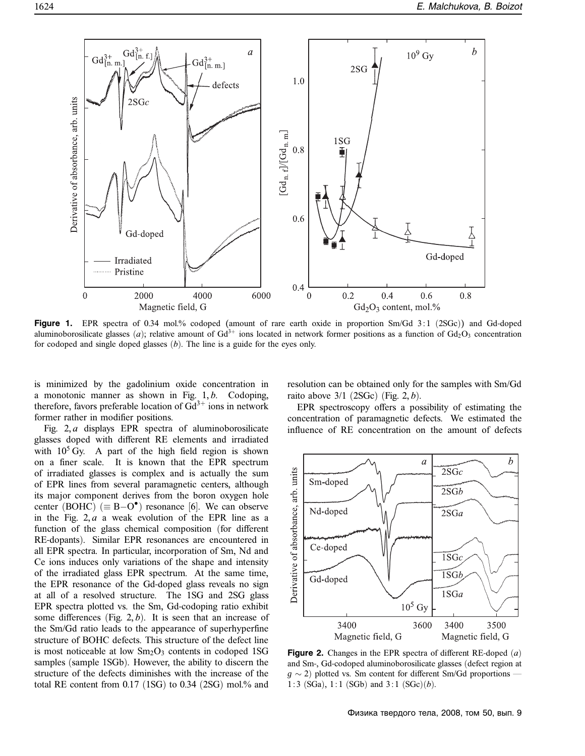**Figure 1.** EPR spectra of 0.34 mol.% codoped (amount of rare earth oxide in proportion Sm/Gd 3 : 1 (2SGc)) and Gd-doped aluminoborosilicate glasses (*a*); relative amount of $Gd^{3+}$ ions located in network former positions as a function of $Gd_2O_3$ concentration for codoped and single doped glasses (*b*). The line is a guide for the eyes only.

is minimized by the gadolinium oxide concentration in a monotonic manner as shown in Fig. 1, *b*. Codoping, therefore, favors preferable location of $Gd^{3+}$ ions in network former rather in modifier positions.

Fig. 2, *a* displays EPR spectra of aluminoborosilicate glasses doped with different RE elements and irradiated with $10^5$ Gy. A part of the high field region is shown on a finer scale. It is known that the EPR spectrum of irradiated glasses is complex and is actually the sum of EPR lines from several paramagnetic centers, although its major component derives from the boron oxygen hole center (BOHC) ($\equiv B{-}O^{\bullet}$) resonance [6]. We can observe in the Fig. 2, *a* a weak evolution of the EPR line as a function of the glass chemical composition (for different RE-dopants). Similar EPR resonances are encountered in all EPR spectra. In particular, incorporation of Sm, Nd and Ce ions induces only variations of the shape and intensity of the irradiated glass EPR spectrum. At the same time, the EPR resonance of the Gd-doped glass reveals no sign at all of a resolved structure. The 1SG and 2SG glass EPR spectra plotted vs. the Sm, Gd-codoping ratio exhibit some differences (Fig. 2, *b*). It is seen that an increase of the Sm/Gd ratio leads to the appearance of superhyperfine structure of BOHC defects. This structure of the defect line is most noticeable at low $Sm_2O_3$ contents in codoped 1SG samples (sample 1SGb). However, the ability to discern the structure of the defects diminishes with the increase of the total RE content from 0.17 (1SG) to 0.34 (2SG) mol.% and resolution can be obtained only for the samples with Sm/Gd raito above 3/1 (2SGc) (Fig. 2, *b*).

EPR spectroscopy offers a possibility of estimating the concentration of paramagnetic defects. We estimated the influence of RE concentration on the amount of defects

**Figure 2.** Changes in the EPR spectra of different RE-doped (*a*) and Sm-, Gd-codoped aluminoborosilicate glasses (defect region at $g \sim 2$) plotted vs. Sm content for different Sm/Gd proportions — 1 : 3 (SGa), 1 : 1 (SGb) and 3 : 1 (SGc)(*b*).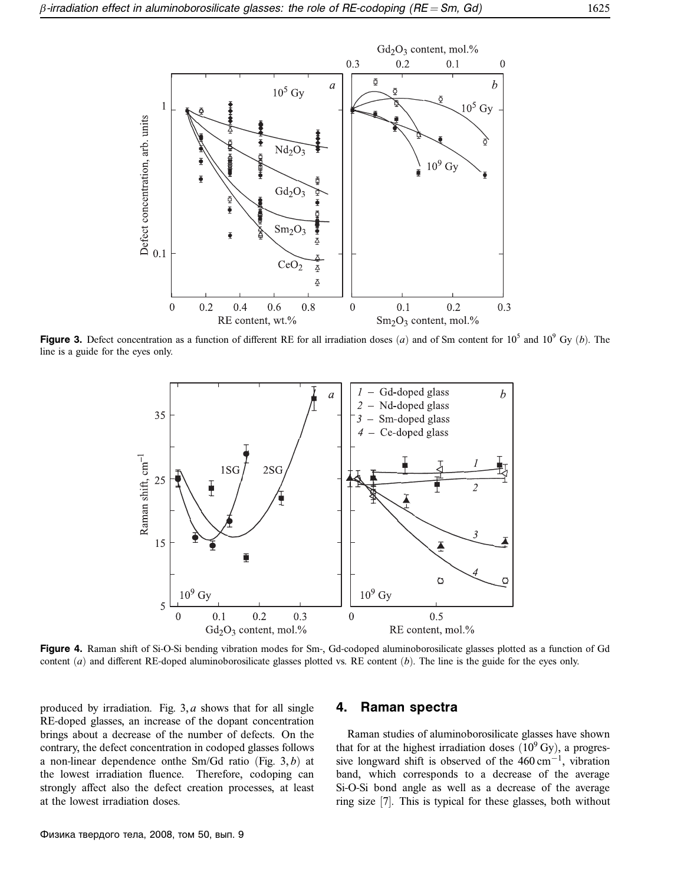**Figure 3.** Defect concentration as a function of different RE for all irradiation doses (*a*) and of Sm content for $10^5$ and $10^9$ Gy (*b*). The line is a guide for the eyes only.

**Figure 4.** Raman shift of Si-O-Si bending vibration modes for Sm-, Gd-codoped aluminoborosilicate glasses plotted as a function of Gd content (*a*) and different RE-doped aluminoborosilicate glasses plotted vs. RE content (*b*). The line is the guide for the eyes only.

produced by irradiation. Fig. 3, *a* shows that for all single RE-doped glasses, an increase of the dopant concentration brings about a decrease of the number of defects. On the contrary, the defect concentration in codoped glasses follows a non-linear dependence onthe Sm/Gd ratio (Fig. 3, *b*) at the lowest irradiation fluence. Therefore, codoping can strongly affect also the defect creation processes, at least at the lowest irradiation doses.

## 4. Raman spectra

Raman studies of aluminoborosilicate glasses have shown that for at the highest irradiation doses ($10^9$ Gy), a progressive longward shift is observed of the 460 $cm^{-1}$, vibration band, which corresponds to a decrease of the average Si-O-Si bond angle as well as a decrease of the average ring size [7]. This is typical for these glasses, both without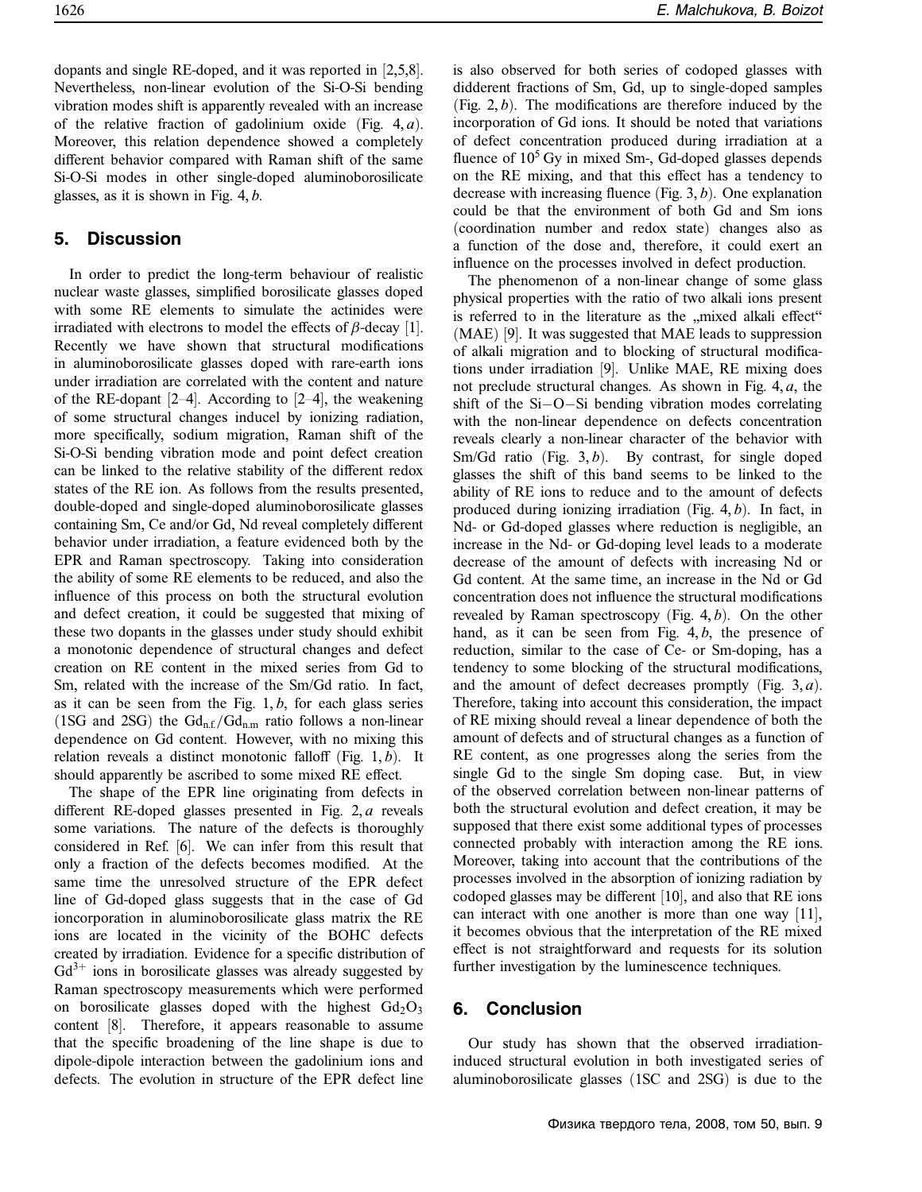dopants and single RE-doped, and it was reported in [2,5,8]. Nevertheless, non-linear evolution of the Si-O-Si bending vibration modes shift is apparently revealed with an increase of the relative fraction of gadolinium oxide (Fig. 4, *a*). Moreover, this relation dependence showed a completely different behavior compared with Raman shift of the same Si-O-Si modes in other single-doped aluminoborosilicate glasses, as it is shown in Fig. 4, *b*.

## 5. Discussion

In order to predict the long-term behaviour of realistic nuclear waste glasses, simplified borosilicate glasses doped with some RE elements to simulate the actinides were irradiated with electrons to model the effects of $\beta$-decay [1]. Recently we have shown that structural modifications in aluminoborosilicate glasses doped with rare-earth ions under irradiation are correlated with the content and nature of the RE-dopant [2–4]. According to [2–4], the weakening of some structural changes inducel by ionizing radiation, more specifically, sodium migration, Raman shift of the Si-O-Si bending vibration mode and point defect creation can be linked to the relative stability of the different redox states of the RE ion. As follows from the results presented, double-doped and single-doped aluminoborosilicate glasses containing Sm, Ce and/or Gd, Nd reveal completely different behavior under irradiation, a feature evidenced both by the EPR and Raman spectroscopy. Taking into consideration the ability of some RE elements to be reduced, and also the influence of this process on both the structural evolution and defect creation, it could be suggested that mixing of these two dopants in the glasses under study should exhibit a monotonic dependence of structural changes and defect creation on RE content in the mixed series from Gd to Sm, related with the increase of the Sm/Gd ratio. In fact, as it can be seen from the Fig. 1, *b*, for each glass series (1SG and 2SG) the $Gd_{n.f.}/Gd_{n.m}$ ratio follows a non-linear dependence on Gd content. However, with no mixing this relation reveals a distinct monotonic falloff (Fig. 1, *b*). It should apparently be ascribed to some mixed RE effect.

The shape of the EPR line originating from defects in different RE-doped glasses presented in Fig. 2, *a* reveals some variations. The nature of the defects is thoroughly considered in Ref. [6]. We can infer from this result that only a fraction of the defects becomes modified. At the same time the unresolved structure of the EPR defect line of Gd-doped glass suggests that in the case of Gd ioncorporation in aluminoborosilicate glass matrix the RE ions are located in the vicinity of the BOHC defects created by irradiation. Evidence for a specific distribution of $Gd^{3+}$ ions in borosilicate glasses was already suggested by Raman spectroscopy measurements which were performed on borosilicate glasses doped with the highest $Gd_2O_3$ content [8]. Therefore, it appears reasonable to assume that the specific broadening of the line shape is due to dipole-dipole interaction between the gadolinium ions and defects. The evolution in structure of the EPR defect line is also observed for both series of codoped glasses with didderent fractions of Sm, Gd, up to single-doped samples (Fig. 2, *b*). The modifications are therefore induced by the incorporation of Gd ions. It should be noted that variations of defect concentration produced during irradiation at a fluence of $10^5$ Gy in mixed Sm-, Gd-doped glasses depends on the RE mixing, and that this effect has a tendency to decrease with increasing fluence (Fig. 3, *b*). One explanation could be that the environment of both Gd and Sm ions (coordination number and redox state) changes also as a function of the dose and, therefore, it could exert an influence on the processes involved in defect production.

The phenomenon of a non-linear change of some glass physical properties with the ratio of two alkali ions present is referred to in the literature as the „mixed alkali effect" (MAE) [9]. It was suggested that MAE leads to suppression of alkali migration and to blocking of structural modifications under irradiation [9]. Unlike MAE, RE mixing does not preclude structural changes. As shown in Fig. 4, *a*, the shift of the Si–O–Si bending vibration modes correlating with the non-linear dependence on defects concentration reveals clearly a non-linear character of the behavior with Sm/Gd ratio (Fig. 3, *b*). By contrast, for single doped glasses the shift of this band seems to be linked to the ability of RE ions to reduce and to the amount of defects produced during ionizing irradiation (Fig. 4, *b*). In fact, in Nd- or Gd-doped glasses where reduction is negligible, an increase in the Nd- or Gd-doping level leads to a moderate decrease of the amount of defects with increasing Nd or Gd content. At the same time, an increase in the Nd or Gd concentration does not influence the structural modifications revealed by Raman spectroscopy (Fig. 4, *b*). On the other hand, as it can be seen from Fig. 4, *b*, the presence of reduction, similar to the case of Ce- or Sm-doping, has a tendency to some blocking of the structural modifications, and the amount of defect decreases promptly (Fig. 3, *a*). Therefore, taking into account this consideration, the impact of RE mixing should reveal a linear dependence of both the amount of defects and of structural changes as a function of RE content, as one progresses along the series from the single Gd to the single Sm doping case. But, in view of the observed correlation between non-linear patterns of both the structural evolution and defect creation, it may be supposed that there exist some additional types of processes connected probably with interaction among the RE ions. Moreover, taking into account that the contributions of the processes involved in the absorption of ionizing radiation by codoped glasses may be different [10], and also that RE ions can interact with one another is more than one way [11], it becomes obvious that the interpretation of the RE mixed effect is not straightforward and requests for its solution further investigation by the luminescence techniques.

## 6. Conclusion

Our study has shown that the observed irradiation-induced structural evolution in both investigated series of aluminoborosilicate glasses (1SC and 2SG) is due to the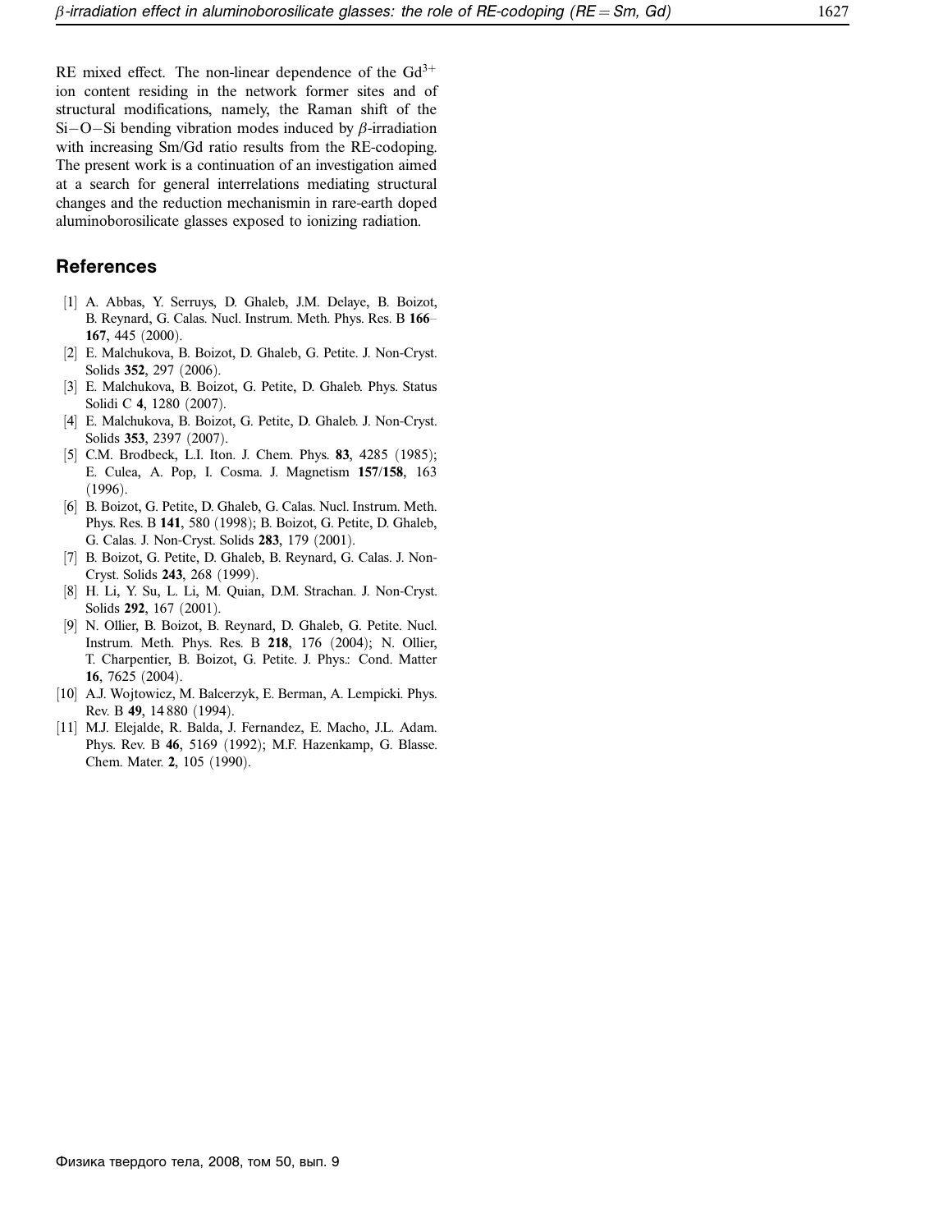RE mixed effect. The non-linear dependence of the $Gd^{3+}$ ion content residing in the network former sites and of structural modifications, namely, the Raman shift of the Si−O−Si bending vibration modes induced by $\beta$-irradiation with increasing Sm/Gd ratio results from the RE-codoping. The present work is a continuation of an investigation aimed at a search for general interrelations mediating structural changes and the reduction mechanismin in rare-earth doped aluminoborosilicate glasses exposed to ionizing radiation.

## References

[1] A. Abbas, Y. Serruys, D. Ghaleb, J.M. Delaye, B. Boizot, B. Reynard, G. Calas. Nucl. Instrum. Meth. Phys. Res. B **166–167**, 445 (2000).

[2] E. Malchukova, B. Boizot, D. Ghaleb, G. Petite. J. Non-Cryst. Solids **352**, 297 (2006).

[3] E. Malchukova, B. Boizot, G. Petite, D. Ghaleb. Phys. Status Solidi C **4**, 1280 (2007).

[4] E. Malchukova, B. Boizot, G. Petite, D. Ghaleb. J. Non-Cryst. Solids **353**, 2397 (2007).

[5] C.M. Brodbeck, L.I. Iton. J. Chem. Phys. **83**, 4285 (1985); E. Culea, A. Pop, I. Cosma. J. Magnetism **157/158**, 163 (1996).

[6] B. Boizot, G. Petite, D. Ghaleb, G. Calas. Nucl. Instrum. Meth. Phys. Res. B **141**, 580 (1998); B. Boizot, G. Petite, D. Ghaleb, G. Calas. J. Non-Cryst. Solids **283**, 179 (2001).

[7] B. Boizot, G. Petite, D. Ghaleb, B. Reynard, G. Calas. J. Non-Cryst. Solids **243**, 268 (1999).

[8] H. Li, Y. Su, L. Li, M. Quian, D.M. Strachan. J. Non-Cryst. Solids **292**, 167 (2001).

[9] N. Ollier, B. Boizot, B. Reynard, D. Ghaleb, G. Petite. Nucl. Instrum. Meth. Phys. Res. B **218**, 176 (2004); N. Ollier, T. Charpentier, B. Boizot, G. Petite. J. Phys.: Cond. Matter **16**, 7625 (2004).

[10] A.J. Wojtowicz, M. Balcerzyk, E. Berman, A. Lempicki. Phys. Rev. B **49**, 14 880 (1994).

[11] M.J. Elejalde, R. Balda, J. Fernandez, E. Macho, J.L. Adam. Phys. Rev. B **46**, 5169 (1992); M.F. Hazenkamp, G. Blasse. Chem. Mater. **2**, 105 (1990).